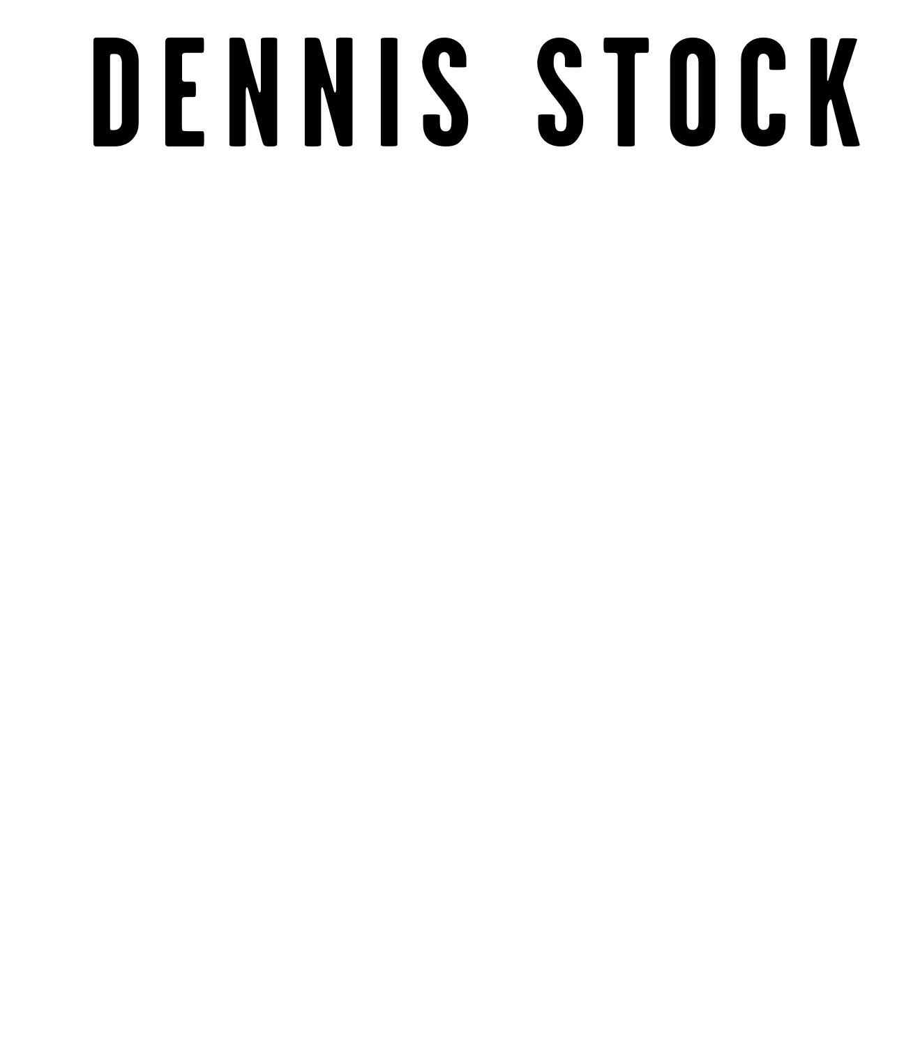# DENNIS STOCK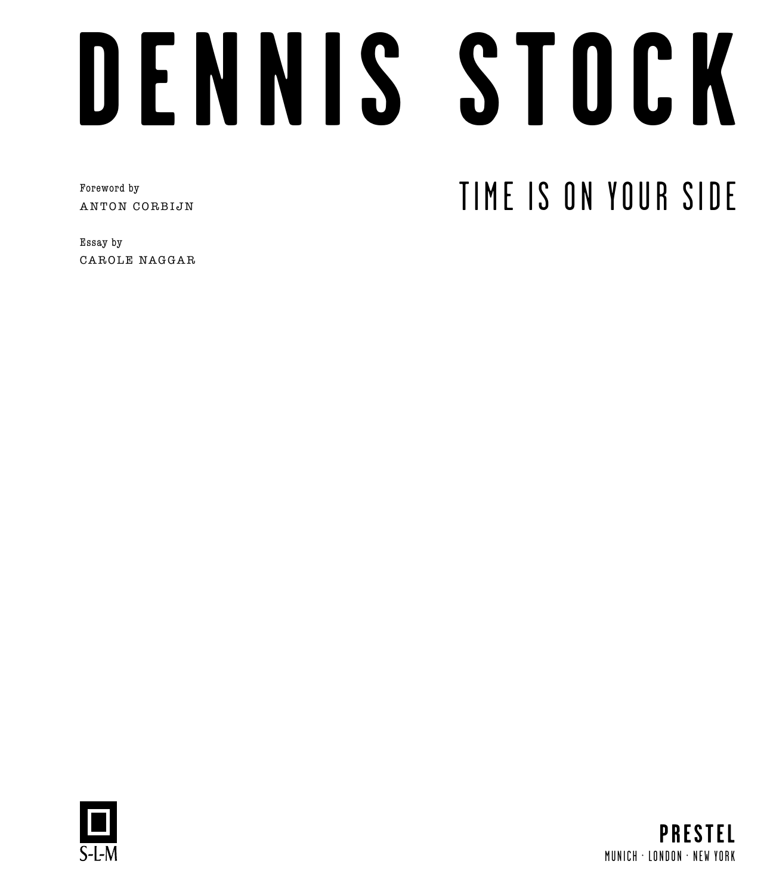# DENNIS STOCK

## TIME IS ON YOUR SIDE

Foreword by
ANTON CORBIJN

Essay by
CAROLE NAGGAR

S-L-M

**PRESTEL**
MUNICH · LONDON · NEW YORK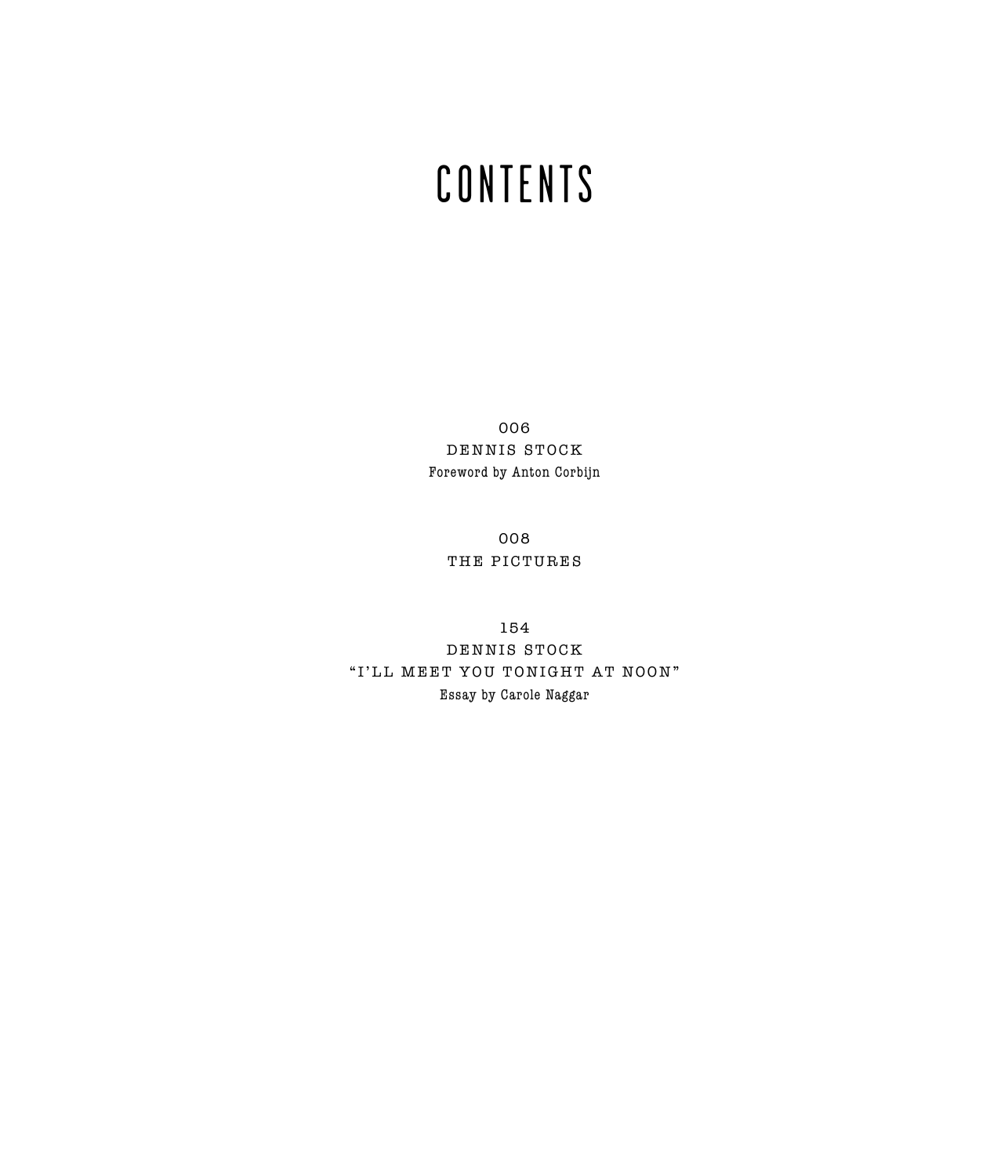# CONTENTS

006
DENNIS STOCK
Foreword by Anton Corbijn

008
THE PICTURES

154
DENNIS STOCK
"I'LL MEET YOU TONIGHT AT NOON"
Essay by Carole Naggar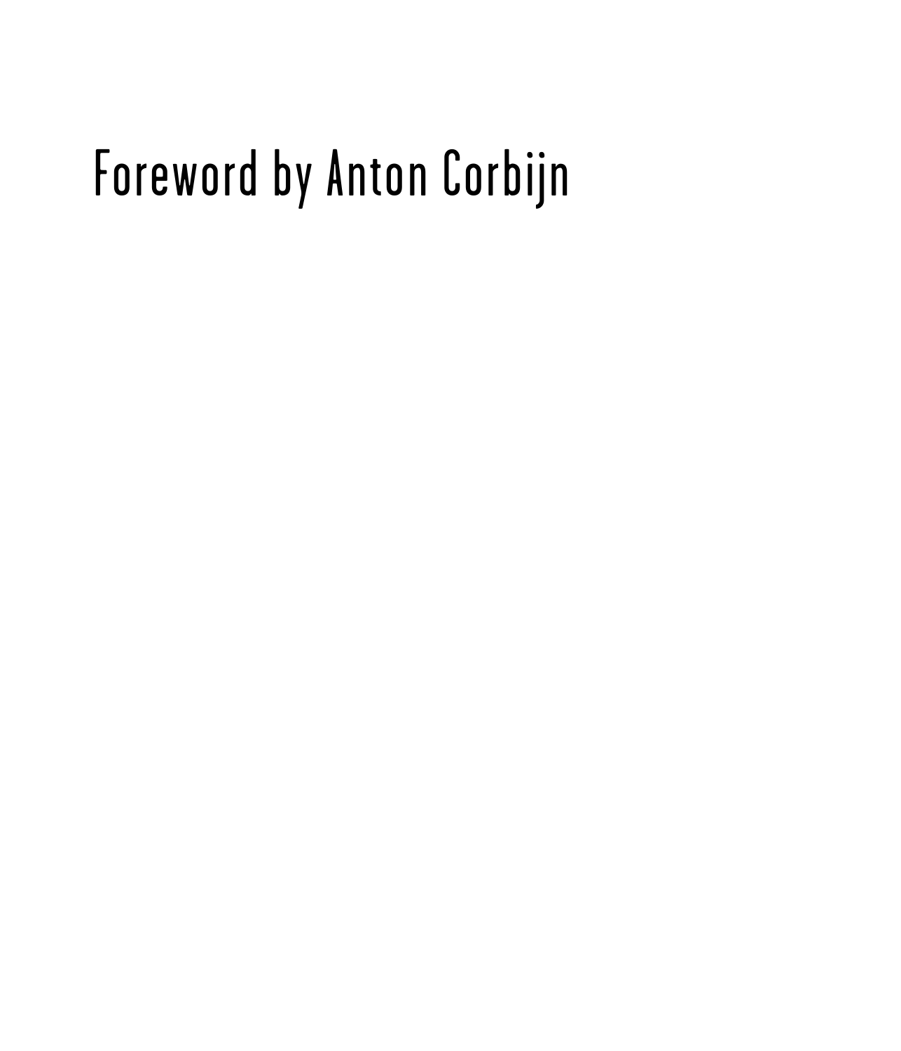# Foreword by Anton Corbijn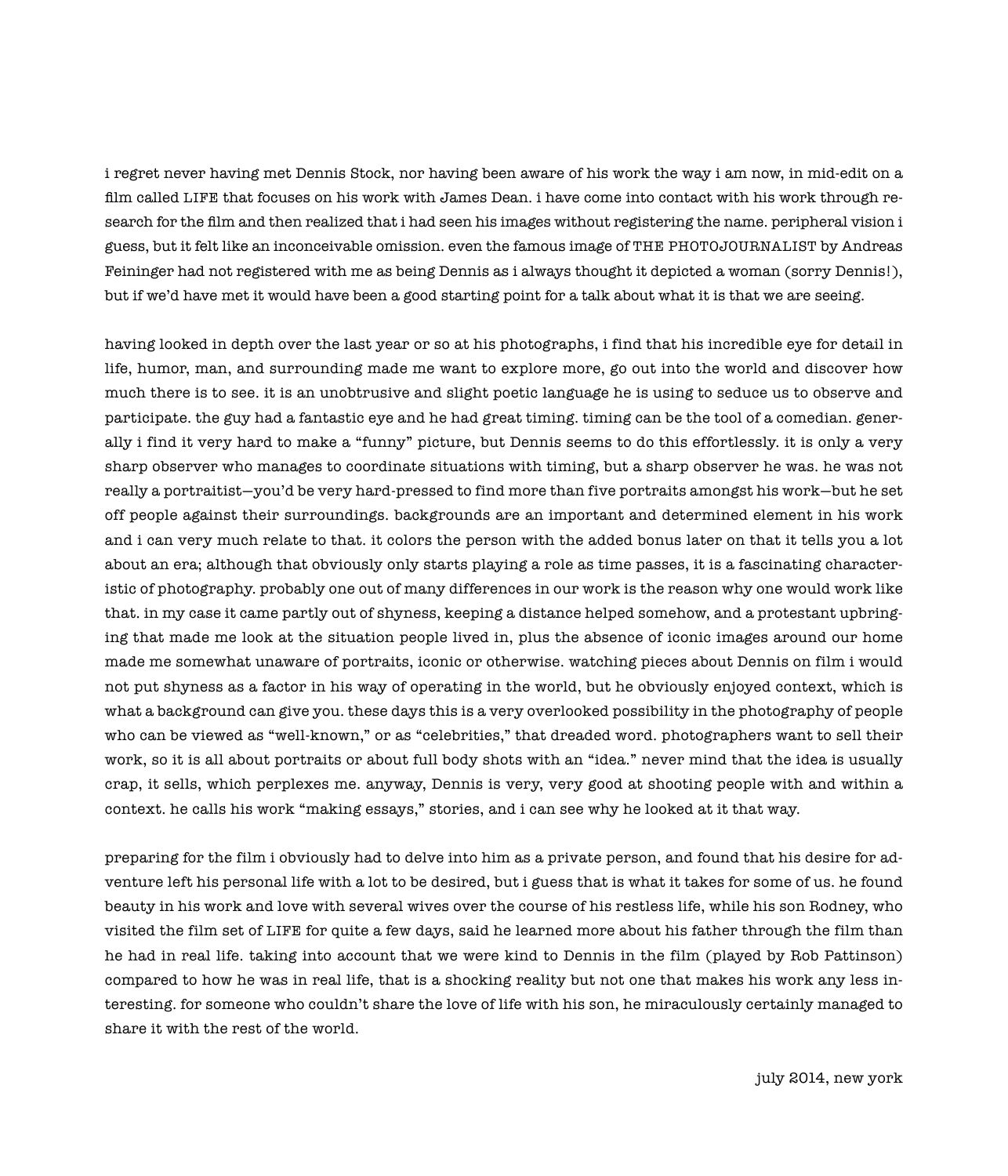i regret never having met Dennis Stock, nor having been aware of his work the way i am now, in mid-edit on a film called LIFE that focuses on his work with James Dean. i have come into contact with his work through research for the film and then realized that i had seen his images without registering the name. peripheral vision i guess, but it felt like an inconceivable omission. even the famous image of THE PHOTOJOURNALIST by Andreas Feininger had not registered with me as being Dennis as i always thought it depicted a woman (sorry Dennis!), but if we'd have met it would have been a good starting point for a talk about what it is that we are seeing.

having looked in depth over the last year or so at his photographs, i find that his incredible eye for detail in life, humor, man, and surrounding made me want to explore more, go out into the world and discover how much there is to see. it is an unobtrusive and slight poetic language he is using to seduce us to observe and participate. the guy had a fantastic eye and he had great timing. timing can be the tool of a comedian. generally i find it very hard to make a "funny" picture, but Dennis seems to do this effortlessly. it is only a very sharp observer who manages to coordinate situations with timing, but a sharp observer he was. he was not really a portraitist—you'd be very hard-pressed to find more than five portraits amongst his work—but he set off people against their surroundings. backgrounds are an important and determined element in his work and i can very much relate to that. it colors the person with the added bonus later on that it tells you a lot about an era; although that obviously only starts playing a role as time passes, it is a fascinating characteristic of photography. probably one out of many differences in our work is the reason why one would work like that. in my case it came partly out of shyness, keeping a distance helped somehow, and a protestant upbringing that made me look at the situation people lived in, plus the absence of iconic images around our home made me somewhat unaware of portraits, iconic or otherwise. watching pieces about Dennis on film i would not put shyness as a factor in his way of operating in the world, but he obviously enjoyed context, which is what a background can give you. these days this is a very overlooked possibility in the photography of people who can be viewed as "well-known," or as "celebrities," that dreaded word. photographers want to sell their work, so it is all about portraits or about full body shots with an "idea." never mind that the idea is usually crap, it sells, which perplexes me. anyway, Dennis is very, very good at shooting people with and within a context. he calls his work "making essays," stories, and i can see why he looked at it that way.

preparing for the film i obviously had to delve into him as a private person, and found that his desire for adventure left his personal life with a lot to be desired, but i guess that is what it takes for some of us. he found beauty in his work and love with several wives over the course of his restless life, while his son Rodney, who visited the film set of LIFE for quite a few days, said he learned more about his father through the film than he had in real life. taking into account that we were kind to Dennis in the film (played by Rob Pattinson) compared to how he was in real life, that is a shocking reality but not one that makes his work any less interesting. for someone who couldn't share the love of life with his son, he miraculously certainly managed to share it with the rest of the world.

july 2014, new york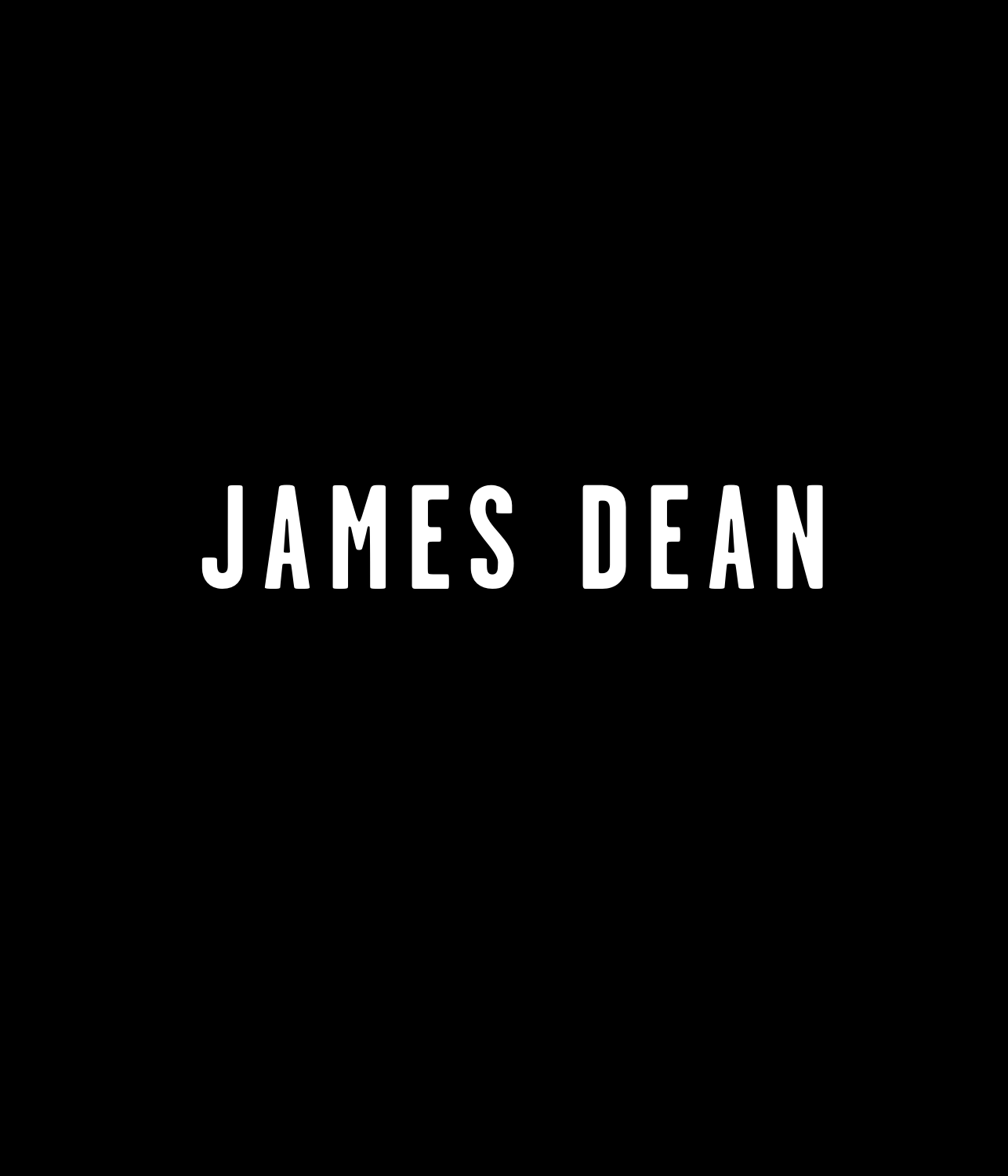# JAMES DEAN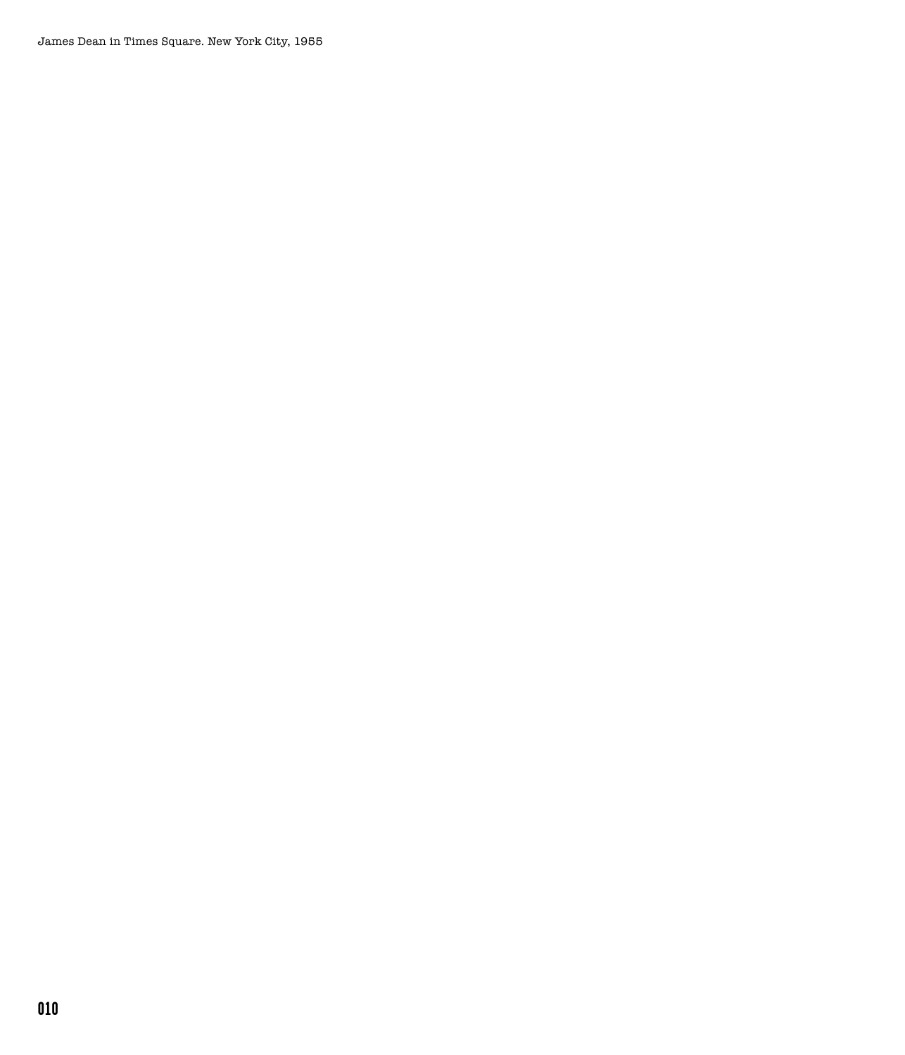James Dean in Times Square. New York City, 1955